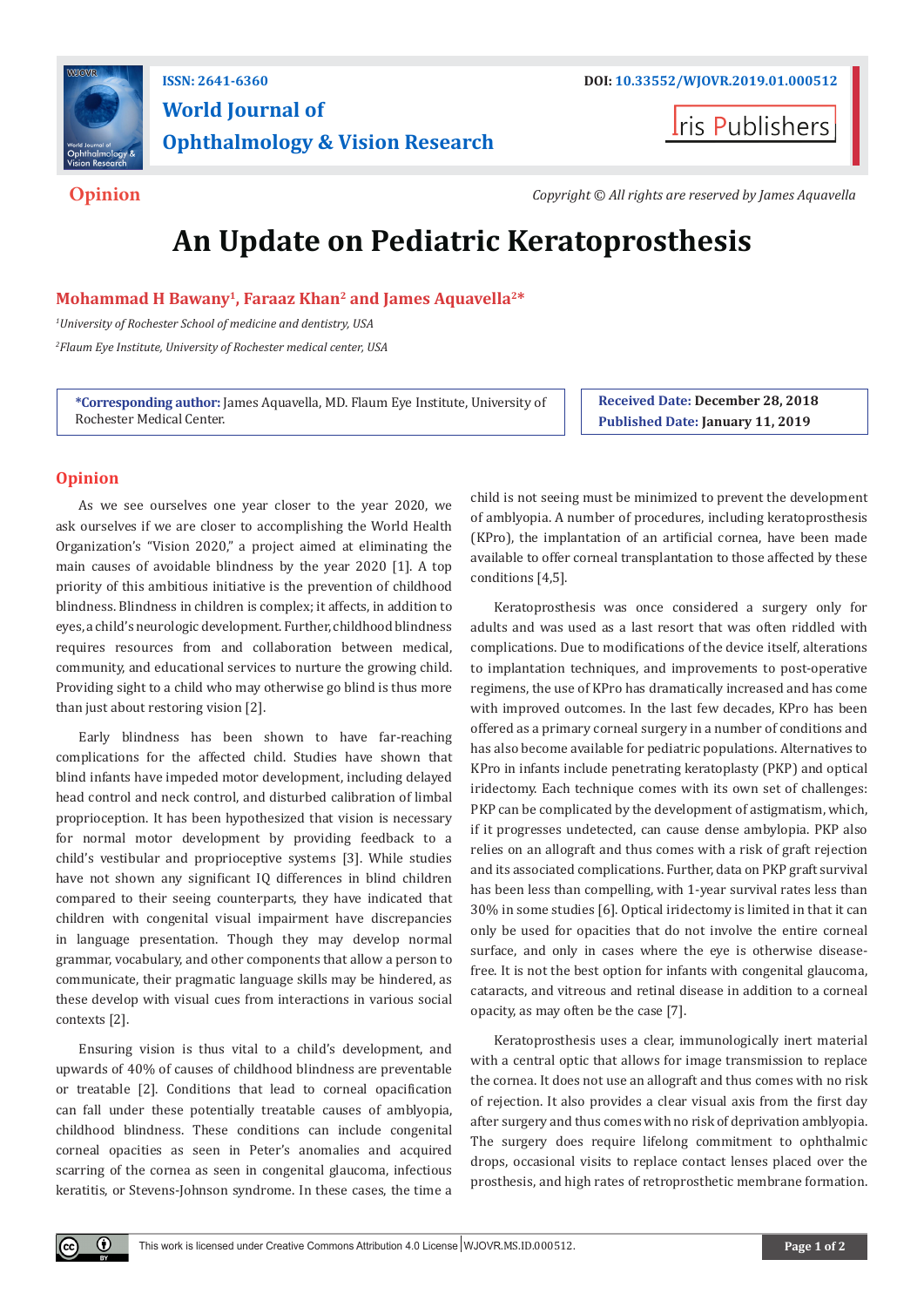ISSN: 2641-6360

DOI: 10.33552/WJOVR.2019.01.000512

# World Journal of Ophthalmology & Vision Research

Iris Publishers

**Opinion**

*Copyright © All rights are reserved by James Aquavella*

# An Update on Pediatric Keratoprosthesis

**Mohammad H Bawany[1], Faraaz Khan[2] and James Aquavella[2]***

[1]*University of Rochester School of medicine and dentistry, USA*

[2]*Flaum Eye Institute, University of Rochester medical center, USA*

**\*Corresponding author:** James Aquavella, MD. Flaum Eye Institute, University of Rochester Medical Center.

**Received Date: December 28, 2018**

**Published Date: January 11, 2019**

## Opinion

As we see ourselves one year closer to the year 2020, we ask ourselves if we are closer to accomplishing the World Health Organization's "Vision 2020," a project aimed at eliminating the main causes of avoidable blindness by the year 2020 [1]. A top priority of this ambitious initiative is the prevention of childhood blindness. Blindness in children is complex; it affects, in addition to eyes, a child's neurologic development. Further, childhood blindness requires resources from and collaboration between medical, community, and educational services to nurture the growing child. Providing sight to a child who may otherwise go blind is thus more than just about restoring vision [2].

Early blindness has been shown to have far-reaching complications for the affected child. Studies have shown that blind infants have impeded motor development, including delayed head control and neck control, and disturbed calibration of limbal proprioception. It has been hypothesized that vision is necessary for normal motor development by providing feedback to a child's vestibular and proprioceptive systems [3]. While studies have not shown any significant IQ differences in blind children compared to their seeing counterparts, they have indicated that children with congenital visual impairment have discrepancies in language presentation. Though they may develop normal grammar, vocabulary, and other components that allow a person to communicate, their pragmatic language skills may be hindered, as these develop with visual cues from interactions in various social contexts [2].

Ensuring vision is thus vital to a child's development, and upwards of 40% of causes of childhood blindness are preventable or treatable [2]. Conditions that lead to corneal opacification can fall under these potentially treatable causes of amblyopia, childhood blindness. These conditions can include congenital corneal opacities as seen in Peter's anomalies and acquired scarring of the cornea as seen in congenital glaucoma, infectious keratitis, or Stevens-Johnson syndrome. In these cases, the time a child is not seeing must be minimized to prevent the development of amblyopia. A number of procedures, including keratoprosthesis (KPro), the implantation of an artificial cornea, have been made available to offer corneal transplantation to those affected by these conditions [4,5].

Keratoprosthesis was once considered a surgery only for adults and was used as a last resort that was often riddled with complications. Due to modifications of the device itself, alterations to implantation techniques, and improvements to post-operative regimens, the use of KPro has dramatically increased and has come with improved outcomes. In the last few decades, KPro has been offered as a primary corneal surgery in a number of conditions and has also become available for pediatric populations. Alternatives to KPro in infants include penetrating keratoplasty (PKP) and optical iridectomy. Each technique comes with its own set of challenges: PKP can be complicated by the development of astigmatism, which, if it progresses undetected, can cause dense amblyopia. PKP also relies on an allograft and thus comes with a risk of graft rejection and its associated complications. Further, data on PKP graft survival has been less than compelling, with 1-year survival rates less than 30% in some studies [6]. Optical iridectomy is limited in that it can only be used for opacities that do not involve the entire corneal surface, and only in cases where the eye is otherwise disease-free. It is not the best option for infants with congenital glaucoma, cataracts, and vitreous and retinal disease in addition to a corneal opacity, as may often be the case [7].

Keratoprosthesis uses a clear, immunologically inert material with a central optic that allows for image transmission to replace the cornea. It does not use an allograft and thus comes with no risk of rejection. It also provides a clear visual axis from the first day after surgery and thus comes with no risk of deprivation amblyopia. The surgery does require lifelong commitment to ophthalmic drops, occasional visits to replace contact lenses placed over the prosthesis, and high rates of retroprosthetic membrane formation.

This work is licensed under Creative Commons Attribution 4.0 License | WJOVR.MS.ID.000512.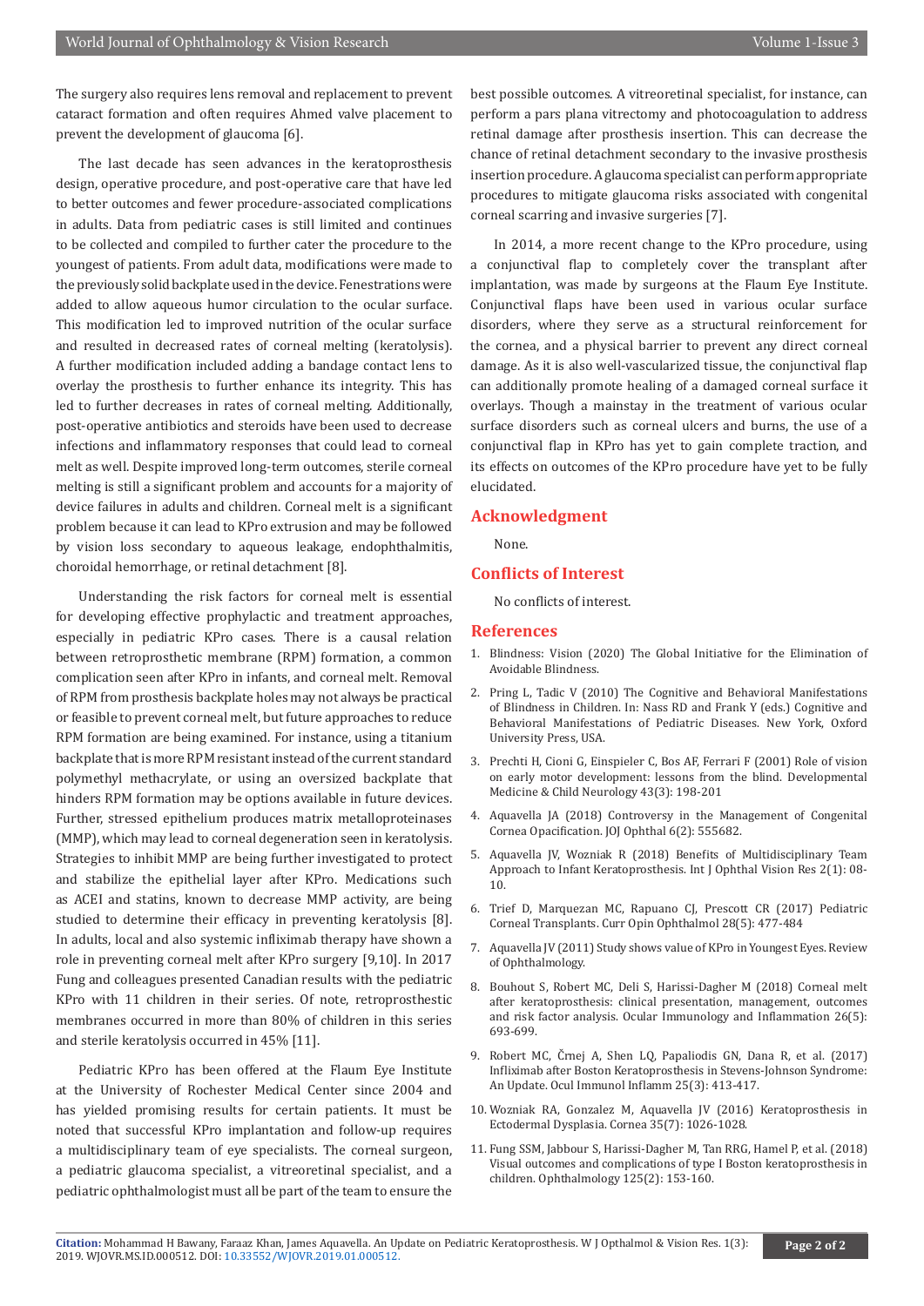The surgery also requires lens removal and replacement to prevent cataract formation and often requires Ahmed valve placement to prevent the development of glaucoma [6].

The last decade has seen advances in the keratoprosthesis design, operative procedure, and post-operative care that have led to better outcomes and fewer procedure-associated complications in adults. Data from pediatric cases is still limited and continues to be collected and compiled to further cater the procedure to the youngest of patients. From adult data, modifications were made to the previously solid backplate used in the device. Fenestrations were added to allow aqueous humor circulation to the ocular surface. This modification led to improved nutrition of the ocular surface and resulted in decreased rates of corneal melting (keratolysis). A further modification included adding a bandage contact lens to overlay the prosthesis to further enhance its integrity. This has led to further decreases in rates of corneal melting. Additionally, post-operative antibiotics and steroids have been used to decrease infections and inflammatory responses that could lead to corneal melt as well. Despite improved long-term outcomes, sterile corneal melting is still a significant problem and accounts for a majority of device failures in adults and children. Corneal melt is a significant problem because it can lead to KPro extrusion and may be followed by vision loss secondary to aqueous leakage, endophthalmitis, choroidal hemorrhage, or retinal detachment [8].

Understanding the risk factors for corneal melt is essential for developing effective prophylactic and treatment approaches, especially in pediatric KPro cases. There is a causal relation between retroprosthetic membrane (RPM) formation, a common complication seen after KPro in infants, and corneal melt. Removal of RPM from prosthesis backplate holes may not always be practical or feasible to prevent corneal melt, but future approaches to reduce RPM formation are being examined. For instance, using a titanium backplate that is more RPM resistant instead of the current standard polymethyl methacrylate, or using an oversized backplate that hinders RPM formation may be options available in future devices. Further, stressed epithelium produces matrix metalloproteinases (MMP), which may lead to corneal degeneration seen in keratolysis. Strategies to inhibit MMP are being further investigated to protect and stabilize the epithelial layer after KPro. Medications such as ACEI and statins, known to decrease MMP activity, are being studied to determine their efficacy in preventing keratolysis [8]. In adults, local and also systemic infliximab therapy have shown a role in preventing corneal melt after KPro surgery [9,10]. In 2017 Fung and colleagues presented Canadian results with the pediatric KPro with 11 children in their series. Of note, retroprosthetic membranes occurred in more than 80% of children in this series and sterile keratolysis occurred in 45% [11].

Pediatric KPro has been offered at the Flaum Eye Institute at the University of Rochester Medical Center since 2004 and has yielded promising results for certain patients. It must be noted that successful KPro implantation and follow-up requires a multidisciplinary team of eye specialists. The corneal surgeon, a pediatric glaucoma specialist, a vitreoretinal specialist, and a pediatric ophthalmologist must all be part of the team to ensure the best possible outcomes. A vitreoretinal specialist, for instance, can perform a pars plana vitrectomy and photocoagulation to address retinal damage after prosthesis insertion. This can decrease the chance of retinal detachment secondary to the invasive prosthesis insertion procedure. A glaucoma specialist can perform appropriate procedures to mitigate glaucoma risks associated with congenital corneal scarring and invasive surgeries [7].

In 2014, a more recent change to the KPro procedure, using a conjunctival flap to completely cover the transplant after implantation, was made by surgeons at the Flaum Eye Institute. Conjunctival flaps have been used in various ocular surface disorders, where they serve as a structural reinforcement for the cornea, and a physical barrier to prevent any direct corneal damage. As it is also well-vascularized tissue, the conjunctival flap can additionally promote healing of a damaged corneal surface it overlays. Though a mainstay in the treatment of various ocular surface disorders such as corneal ulcers and burns, the use of a conjunctival flap in KPro has yet to gain complete traction, and its effects on outcomes of the KPro procedure have yet to be fully elucidated.

## Acknowledgment

None.

## Conflicts of Interest

No conflicts of interest.

## References

1. Blindness: Vision (2020) The Global Initiative for the Elimination of Avoidable Blindness.
2. Pring L, Tadic V (2010) The Cognitive and Behavioral Manifestations of Blindness in Children. In: Nass RD and Frank Y (eds.) Cognitive and Behavioral Manifestations of Pediatric Diseases. New York, Oxford University Press, USA.
3. Prechti H, Cioni G, Einspieler C, Bos AF, Ferrari F (2001) Role of vision on early motor development: lessons from the blind. Developmental Medicine & Child Neurology 43(3): 198-201
4. Aquavella JA (2018) Controversy in the Management of Congenital Cornea Opacification. JOJ Ophthal 6(2): 555682.
5. Aquavella JV, Wozniak R (2018) Benefits of Multidisciplinary Team Approach to Infant Keratoprosthesis. Int J Ophthal Vision Res 2(1): 08-10.
6. Trief D, Marquezan MC, Rapuano CJ, Prescott CR (2017) Pediatric Corneal Transplants. Curr Opin Ophthalmol 28(5): 477-484
7. Aquavella JV (2011) Study shows value of KPro in Youngest Eyes. Review of Ophthalmology.
8. Bouhout S, Robert MC, Deli S, Harissi-Dagher M (2018) Corneal melt after keratoprosthesis: clinical presentation, management, outcomes and risk factor analysis. Ocular Immunology and Inflammation 26(5): 693-699.
9. Robert MC, Črnej A, Shen LQ, Papaliodis GN, Dana R, et al. (2017) Infliximab after Boston Keratoprosthesis in Stevens-Johnson Syndrome: An Update. Ocul Immunol Inflamm 25(3): 413-417.
10. Wozniak RA, Gonzalez M, Aquavella JV (2016) Keratoprosthesis in Ectodermal Dysplasia. Cornea 35(7): 1026-1028.
11. Fung SSM, Jabbour S, Harissi-Dagher M, Tan RRG, Hamel P, et al. (2018) Visual outcomes and complications of type I Boston keratoprosthesis in children. Ophthalmology 125(2): 153-160.